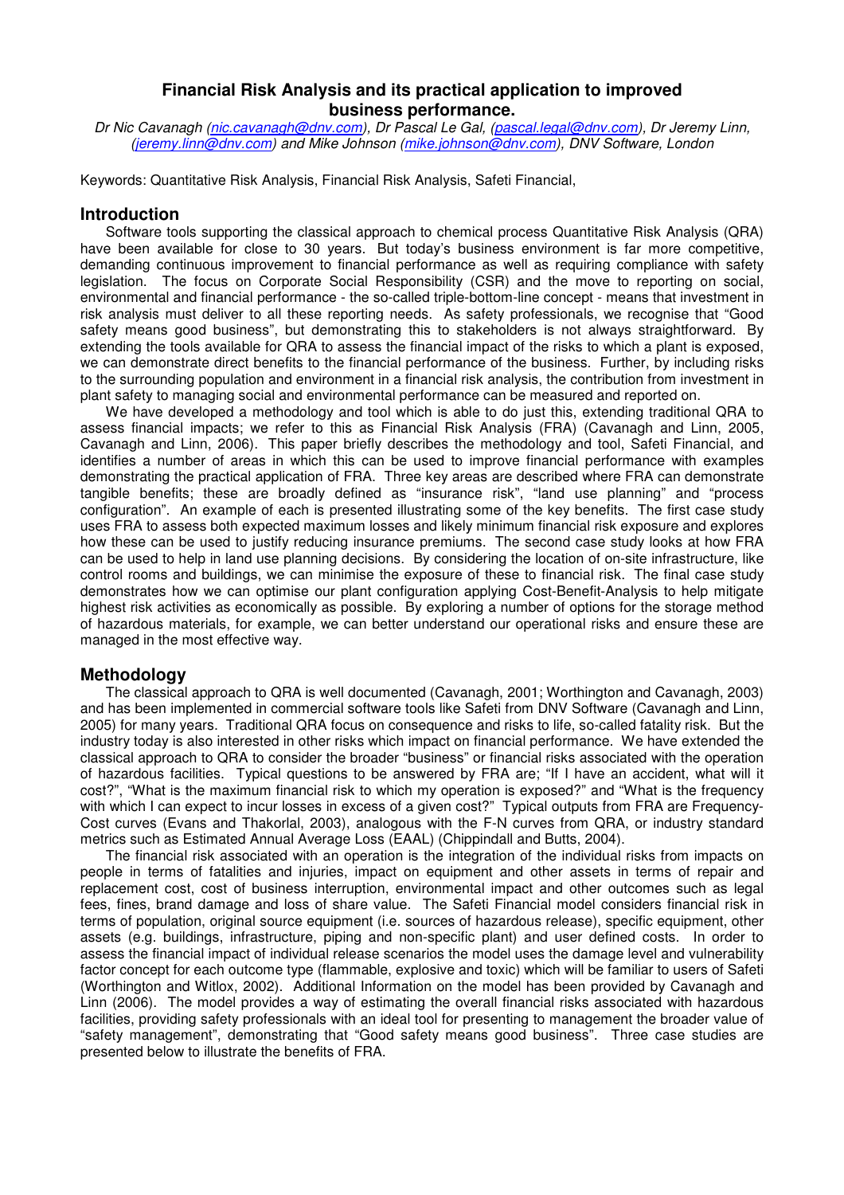# Financial Risk Analysis and its practical application to improved business performance.

*Dr Nic Cavanagh (nic.cavanagh@dnv.com), Dr Pascal Le Gal, (pascal.legal@dnv.com), Dr Jeremy Linn, (jeremy.linn@dnv.com) and Mike Johnson (mike.johnson@dnv.com), DNV Software, London*

Keywords: Quantitative Risk Analysis, Financial Risk Analysis, Safeti Financial,

## Introduction

Software tools supporting the classical approach to chemical process Quantitative Risk Analysis (QRA) have been available for close to 30 years. But today's business environment is far more competitive, demanding continuous improvement to financial performance as well as requiring compliance with safety legislation. The focus on Corporate Social Responsibility (CSR) and the move to reporting on social, environmental and financial performance - the so-called triple-bottom-line concept - means that investment in risk analysis must deliver to all these reporting needs. As safety professionals, we recognise that "Good safety means good business", but demonstrating this to stakeholders is not always straightforward. By extending the tools available for QRA to assess the financial impact of the risks to which a plant is exposed, we can demonstrate direct benefits to the financial performance of the business. Further, by including risks to the surrounding population and environment in a financial risk analysis, the contribution from investment in plant safety to managing social and environmental performance can be measured and reported on.

We have developed a methodology and tool which is able to do just this, extending traditional QRA to assess financial impacts; we refer to this as Financial Risk Analysis (FRA) (Cavanagh and Linn, 2005, Cavanagh and Linn, 2006). This paper briefly describes the methodology and tool, Safeti Financial, and identifies a number of areas in which this can be used to improve financial performance with examples demonstrating the practical application of FRA. Three key areas are described where FRA can demonstrate tangible benefits; these are broadly defined as "insurance risk", "land use planning" and "process configuration". An example of each is presented illustrating some of the key benefits. The first case study uses FRA to assess both expected maximum losses and likely minimum financial risk exposure and explores how these can be used to justify reducing insurance premiums. The second case study looks at how FRA can be used to help in land use planning decisions. By considering the location of on-site infrastructure, like control rooms and buildings, we can minimise the exposure of these to financial risk. The final case study demonstrates how we can optimise our plant configuration applying Cost-Benefit-Analysis to help mitigate highest risk activities as economically as possible. By exploring a number of options for the storage method of hazardous materials, for example, we can better understand our operational risks and ensure these are managed in the most effective way.

## Methodology

The classical approach to QRA is well documented (Cavanagh, 2001; Worthington and Cavanagh, 2003) and has been implemented in commercial software tools like Safeti from DNV Software (Cavanagh and Linn, 2005) for many years. Traditional QRA focus on consequence and risks to life, so-called fatality risk. But the industry today is also interested in other risks which impact on financial performance. We have extended the classical approach to QRA to consider the broader "business" or financial risks associated with the operation of hazardous facilities. Typical questions to be answered by FRA are; "If I have an accident, what will it cost?", "What is the maximum financial risk to which my operation is exposed?" and "What is the frequency with which I can expect to incur losses in excess of a given cost?" Typical outputs from FRA are Frequency-Cost curves (Evans and Thakorlal, 2003), analogous with the F-N curves from QRA, or industry standard metrics such as Estimated Annual Average Loss (EAAL) (Chippindall and Butts, 2004).

The financial risk associated with an operation is the integration of the individual risks from impacts on people in terms of fatalities and injuries, impact on equipment and other assets in terms of repair and replacement cost, cost of business interruption, environmental impact and other outcomes such as legal fees, fines, brand damage and loss of share value. The Safeti Financial model considers financial risk in terms of population, original source equipment (i.e. sources of hazardous release), specific equipment, other assets (e.g. buildings, infrastructure, piping and non-specific plant) and user defined costs. In order to assess the financial impact of individual release scenarios the model uses the damage level and vulnerability factor concept for each outcome type (flammable, explosive and toxic) which will be familiar to users of Safeti (Worthington and Witlox, 2002). Additional Information on the model has been provided by Cavanagh and Linn (2006). The model provides a way of estimating the overall financial risks associated with hazardous facilities, providing safety professionals with an ideal tool for presenting to management the broader value of "safety management", demonstrating that "Good safety means good business". Three case studies are presented below to illustrate the benefits of FRA.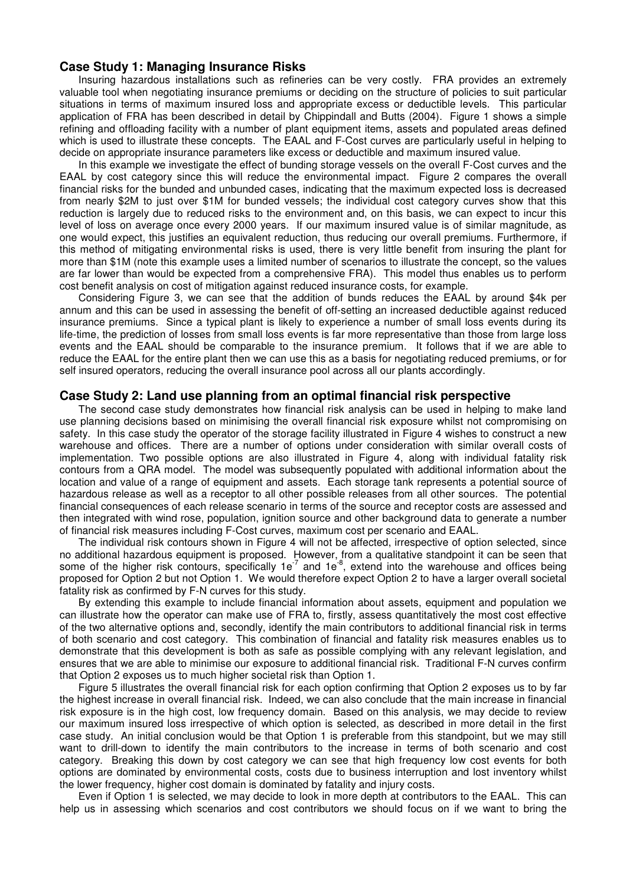## Case Study 1: Managing Insurance Risks

Insuring hazardous installations such as refineries can be very costly. FRA provides an extremely valuable tool when negotiating insurance premiums or deciding on the structure of policies to suit particular situations in terms of maximum insured loss and appropriate excess or deductible levels. This particular application of FRA has been described in detail by Chippindall and Butts (2004). Figure 1 shows a simple refining and offloading facility with a number of plant equipment items, assets and populated areas defined which is used to illustrate these concepts. The EAAL and F-Cost curves are particularly useful in helping to decide on appropriate insurance parameters like excess or deductible and maximum insured value.

In this example we investigate the effect of bunding storage vessels on the overall F-Cost curves and the EAAL by cost category since this will reduce the environmental impact. Figure 2 compares the overall financial risks for the bunded and unbunded cases, indicating that the maximum expected loss is decreased from nearly $2M to just over $1M for bunded vessels; the individual cost category curves show that this reduction is largely due to reduced risks to the environment and, on this basis, we can expect to incur this level of loss on average once every 2000 years. If our maximum insured value is of similar magnitude, as one would expect, this justifies an equivalent reduction, thus reducing our overall premiums. Furthermore, if this method of mitigating environmental risks is used, there is very little benefit from insuring the plant for more than $1M (note this example uses a limited number of scenarios to illustrate the concept, so the values are far lower than would be expected from a comprehensive FRA). This model thus enables us to perform cost benefit analysis on cost of mitigation against reduced insurance costs, for example.

Considering Figure 3, we can see that the addition of bunds reduces the EAAL by around $4k per annum and this can be used in assessing the benefit of off-setting an increased deductible against reduced insurance premiums. Since a typical plant is likely to experience a number of small loss events during its life-time, the prediction of losses from small loss events is far more representative than those from large loss events and the EAAL should be comparable to the insurance premium. It follows that if we are able to reduce the EAAL for the entire plant then we can use this as a basis for negotiating reduced premiums, or for self insured operators, reducing the overall insurance pool across all our plants accordingly.

## Case Study 2: Land use planning from an optimal financial risk perspective

The second case study demonstrates how financial risk analysis can be used in helping to make land use planning decisions based on minimising the overall financial risk exposure whilst not compromising on safety. In this case study the operator of the storage facility illustrated in Figure 4 wishes to construct a new warehouse and offices. There are a number of options under consideration with similar overall costs of implementation. Two possible options are also illustrated in Figure 4, along with individual fatality risk contours from a QRA model. The model was subsequently populated with additional information about the location and value of a range of equipment and assets. Each storage tank represents a potential source of hazardous release as well as a receptor to all other possible releases from all other sources. The potential financial consequences of each release scenario in terms of the source and receptor costs are assessed and then integrated with wind rose, population, ignition source and other background data to generate a number of financial risk measures including F-Cost curves, maximum cost per scenario and EAAL.

The individual risk contours shown in Figure 4 will not be affected, irrespective of option selected, since no additional hazardous equipment is proposed. However, from a qualitative standpoint it can be seen that some of the higher risk contours, specifically $1e^{-7}$ and $1e^{-8}$, extend into the warehouse and offices being proposed for Option 2 but not Option 1. We would therefore expect Option 2 to have a larger overall societal fatality risk as confirmed by F-N curves for this study.

By extending this example to include financial information about assets, equipment and population we can illustrate how the operator can make use of FRA to, firstly, assess quantitatively the most cost effective of the two alternative options and, secondly, identify the main contributors to additional financial risk in terms of both scenario and cost category. This combination of financial and fatality risk measures enables us to demonstrate that this development is both as safe as possible complying with any relevant legislation, and ensures that we are able to minimise our exposure to additional financial risk. Traditional F-N curves confirm that Option 2 exposes us to much higher societal risk than Option 1.

Figure 5 illustrates the overall financial risk for each option confirming that Option 2 exposes us to by far the highest increase in overall financial risk. Indeed, we can also conclude that the main increase in financial risk exposure is in the high cost, low frequency domain. Based on this analysis, we may decide to review our maximum insured loss irrespective of which option is selected, as described in more detail in the first case study. An initial conclusion would be that Option 1 is preferable from this standpoint, but we may still want to drill-down to identify the main contributors to the increase in terms of both scenario and cost category. Breaking this down by cost category we can see that high frequency low cost events for both options are dominated by environmental costs, costs due to business interruption and lost inventory whilst the lower frequency, higher cost domain is dominated by fatality and injury costs.

Even if Option 1 is selected, we may decide to look in more depth at contributors to the EAAL. This can help us in assessing which scenarios and cost contributors we should focus on if we want to bring the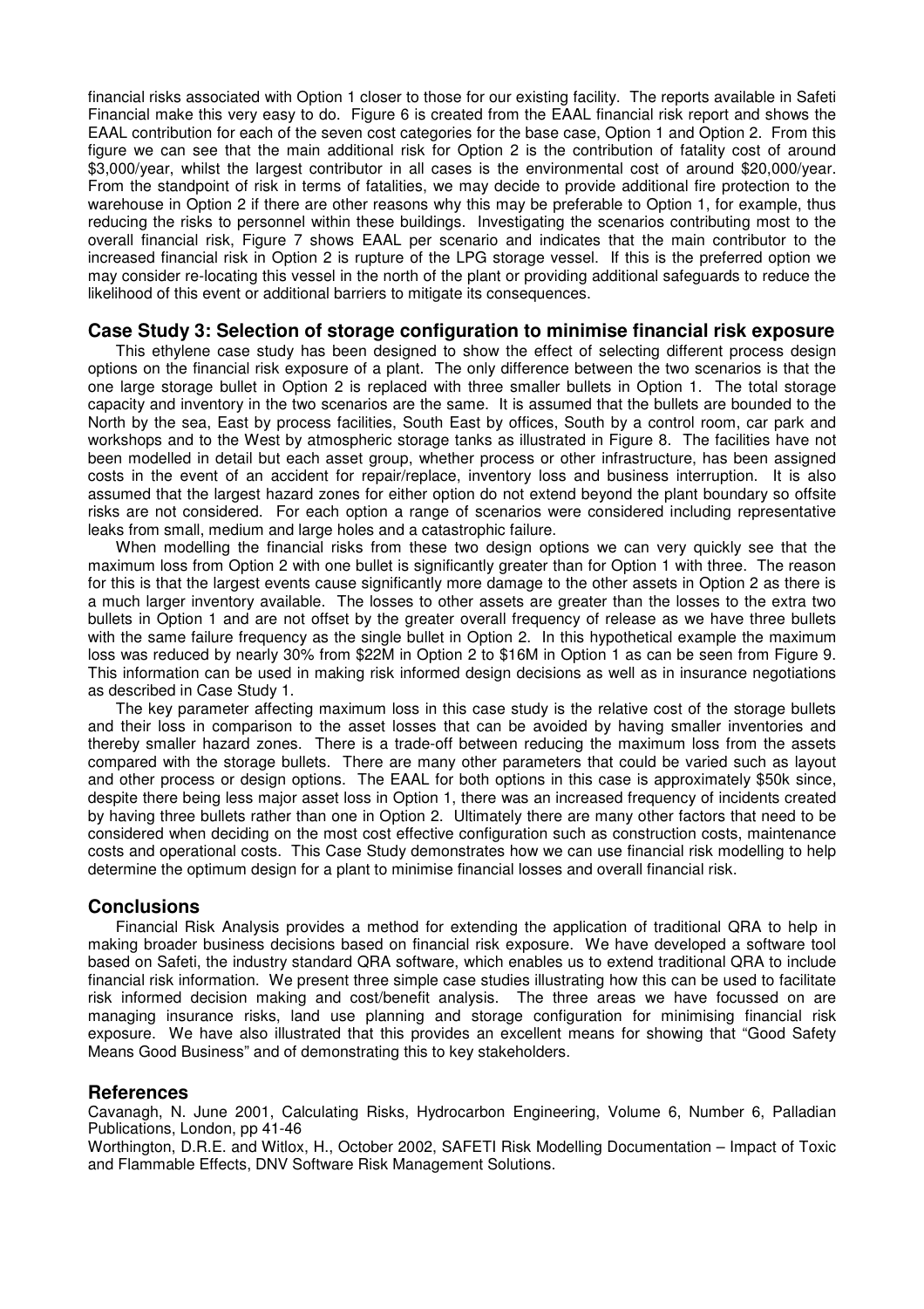financial risks associated with Option 1 closer to those for our existing facility. The reports available in Safeti Financial make this very easy to do. Figure 6 is created from the EAAL financial risk report and shows the EAAL contribution for each of the seven cost categories for the base case, Option 1 and Option 2. From this figure we can see that the main additional risk for Option 2 is the contribution of fatality cost of around \$3,000/year, whilst the largest contributor in all cases is the environmental cost of around \$20,000/year. From the standpoint of risk in terms of fatalities, we may decide to provide additional fire protection to the warehouse in Option 2 if there are other reasons why this may be preferable to Option 1, for example, thus reducing the risks to personnel within these buildings. Investigating the scenarios contributing most to the overall financial risk, Figure 7 shows EAAL per scenario and indicates that the main contributor to the increased financial risk in Option 2 is rupture of the LPG storage vessel. If this is the preferred option we may consider re-locating this vessel in the north of the plant or providing additional safeguards to reduce the likelihood of this event or additional barriers to mitigate its consequences.

## Case Study 3: Selection of storage configuration to minimise financial risk exposure

This ethylene case study has been designed to show the effect of selecting different process design options on the financial risk exposure of a plant. The only difference between the two scenarios is that the one large storage bullet in Option 2 is replaced with three smaller bullets in Option 1. The total storage capacity and inventory in the two scenarios are the same. It is assumed that the bullets are bounded to the North by the sea, East by process facilities, South East by offices, South by a control room, car park and workshops and to the West by atmospheric storage tanks as illustrated in Figure 8. The facilities have not been modelled in detail but each asset group, whether process or other infrastructure, has been assigned costs in the event of an accident for repair/replace, inventory loss and business interruption. It is also assumed that the largest hazard zones for either option do not extend beyond the plant boundary so offsite risks are not considered. For each option a range of scenarios were considered including representative leaks from small, medium and large holes and a catastrophic failure.

When modelling the financial risks from these two design options we can very quickly see that the maximum loss from Option 2 with one bullet is significantly greater than for Option 1 with three. The reason for this is that the largest events cause significantly more damage to the other assets in Option 2 as there is a much larger inventory available. The losses to other assets are greater than the losses to the extra two bullets in Option 1 and are not offset by the greater overall frequency of release as we have three bullets with the same failure frequency as the single bullet in Option 2. In this hypothetical example the maximum loss was reduced by nearly 30% from \$22M in Option 2 to \$16M in Option 1 as can be seen from Figure 9. This information can be used in making risk informed design decisions as well as in insurance negotiations as described in Case Study 1.

The key parameter affecting maximum loss in this case study is the relative cost of the storage bullets and their loss in comparison to the asset losses that can be avoided by having smaller inventories and thereby smaller hazard zones. There is a trade-off between reducing the maximum loss from the assets compared with the storage bullets. There are many other parameters that could be varied such as layout and other process or design options. The EAAL for both options in this case is approximately \$50k since, despite there being less major asset loss in Option 1, there was an increased frequency of incidents created by having three bullets rather than one in Option 2. Ultimately there are many other factors that need to be considered when deciding on the most cost effective configuration such as construction costs, maintenance costs and operational costs. This Case Study demonstrates how we can use financial risk modelling to help determine the optimum design for a plant to minimise financial losses and overall financial risk.

## Conclusions

Financial Risk Analysis provides a method for extending the application of traditional QRA to help in making broader business decisions based on financial risk exposure. We have developed a software tool based on Safeti, the industry standard QRA software, which enables us to extend traditional QRA to include financial risk information. We present three simple case studies illustrating how this can be used to facilitate risk informed decision making and cost/benefit analysis. The three areas we have focussed on are managing insurance risks, land use planning and storage configuration for minimising financial risk exposure. We have also illustrated that this provides an excellent means for showing that "Good Safety Means Good Business" and of demonstrating this to key stakeholders.

## References

Cavanagh, N. June 2001, Calculating Risks, Hydrocarbon Engineering, Volume 6, Number 6, Palladian Publications, London, pp 41-46

Worthington, D.R.E. and Witlox, H., October 2002, SAFETI Risk Modelling Documentation – Impact of Toxic and Flammable Effects, DNV Software Risk Management Solutions.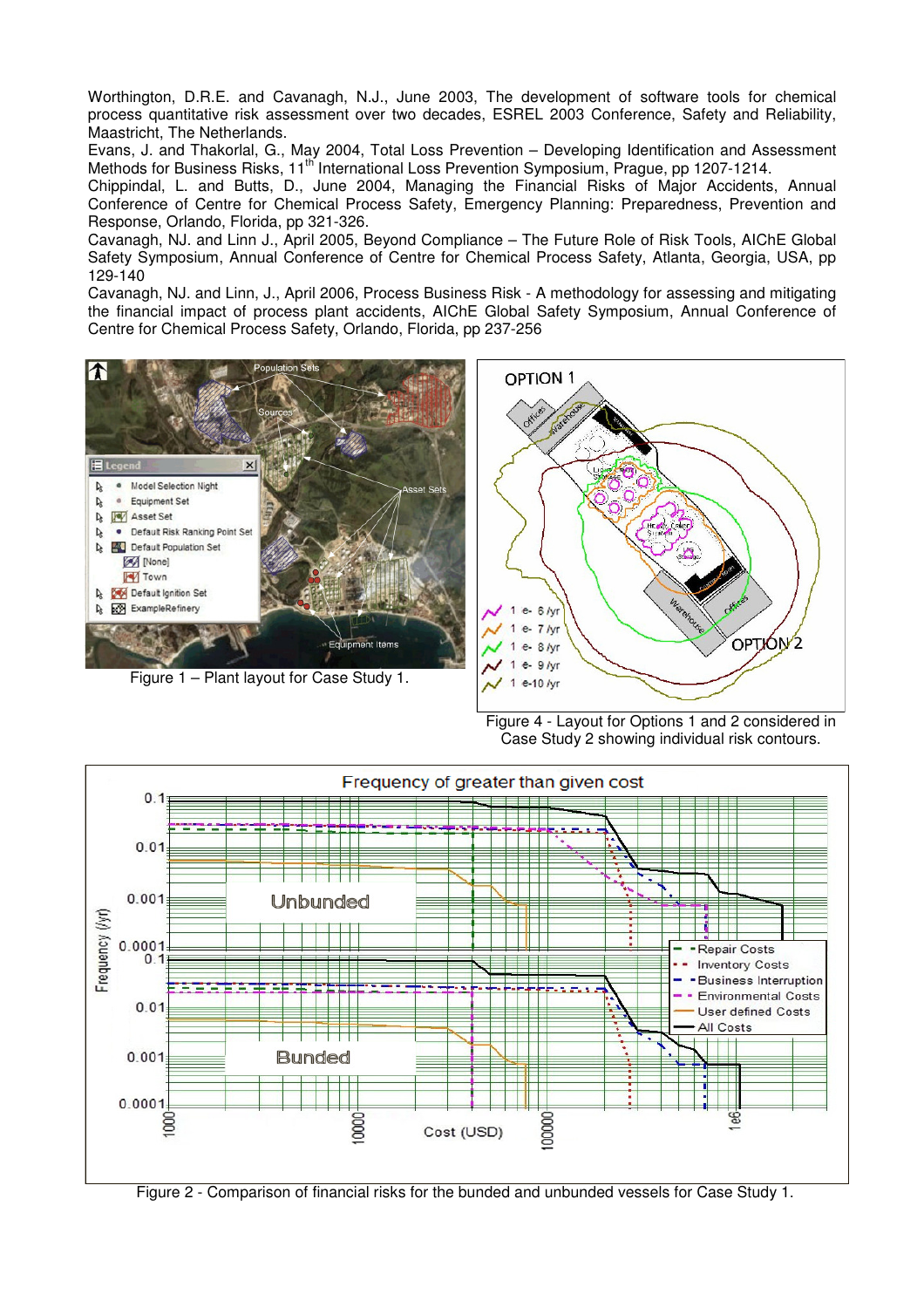Worthington, D.R.E. and Cavanagh, N.J., June 2003, The development of software tools for chemical process quantitative risk assessment over two decades, ESREL 2003 Conference, Safety and Reliability, Maastricht, The Netherlands.

Evans, J. and Thakorlal, G., May 2004, Total Loss Prevention – Developing Identification and Assessment Methods for Business Risks, 11th International Loss Prevention Symposium, Prague, pp 1207-1214.

Chippindal, L. and Butts, D., June 2004, Managing the Financial Risks of Major Accidents, Annual Conference of Centre for Chemical Process Safety, Emergency Planning: Preparedness, Prevention and Response, Orlando, Florida, pp 321-326.

Cavanagh, NJ. and Linn J., April 2005, Beyond Compliance – The Future Role of Risk Tools, AIChE Global Safety Symposium, Annual Conference of Centre for Chemical Process Safety, Atlanta, Georgia, USA, pp 129-140

Cavanagh, NJ. and Linn, J., April 2006, Process Business Risk - A methodology for assessing and mitigating the financial impact of process plant accidents, AIChE Global Safety Symposium, Annual Conference of Centre for Chemical Process Safety, Orlando, Florida, pp 237-256

Figure 1 – Plant layout for Case Study 1.

Figure 4 - Layout for Options 1 and 2 considered in Case Study 2 showing individual risk contours.

Figure 2 - Comparison of financial risks for the bunded and unbunded vessels for Case Study 1.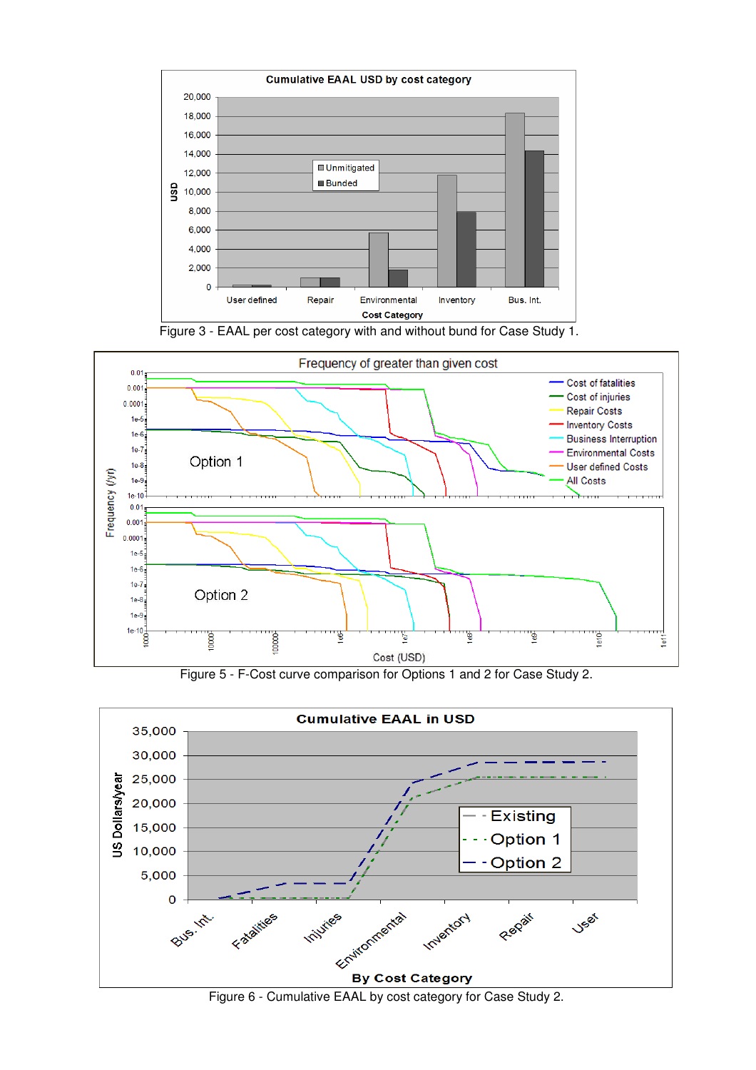Figure 3 - EAAL per cost category with and without bund for Case Study 1.

Figure 5 - F-Cost curve comparison for Options 1 and 2 for Case Study 2.

Figure 6 - Cumulative EAAL by cost category for Case Study 2.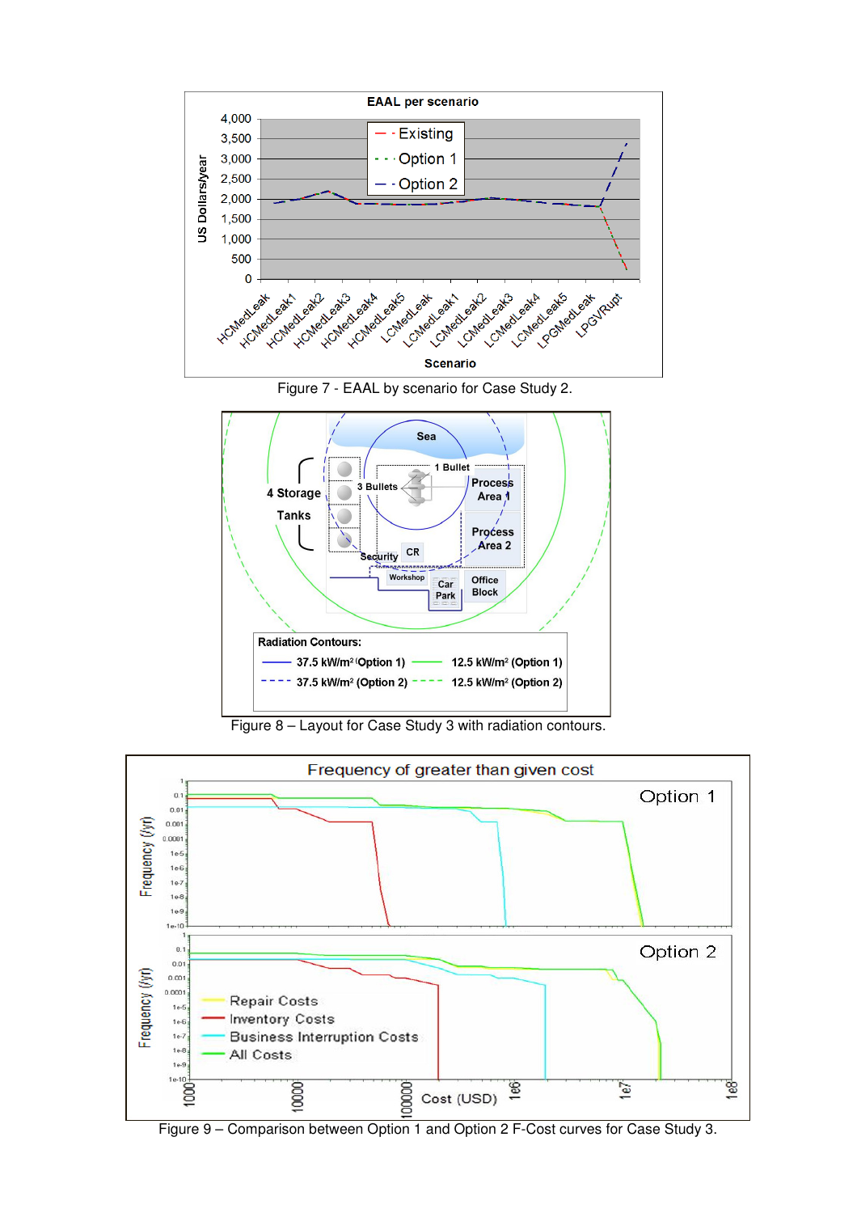EAAL per scenario

US Dollars/year

4,000
3,500
3,000
2,500
2,000
1,500
1,000
500
0

Existing
Option 1
Option 2

HCMedLeak
HCMedLeak1
HCMedLeak2
HCMedLeak3
HCMedLeak4
HCMedLeak5
LCMedLeak
LCMedLeak1
LCMedLeak2
LCMedLeak3
LCMedLeak4
LCMedLeak5
LPGMedLeak
LPGVRupt

Scenario

Figure 7 - EAAL by scenario for Case Study 2.

Sea
1 Bullet
3 Bullets
4 Storage Tanks
Process Area 1
Process Area 2
Security
CR
Workshop
Car Park
Office Block

Radiation Contours:
37.5 kW/m² (Option 1)
12.5 kW/m² (Option 1)
37.5 kW/m² (Option 2)
12.5 kW/m² (Option 2)

Figure 8 – Layout for Case Study 3 with radiation contours.

Frequency of greater than given cost

Option 1

Option 2

Frequency (/yr)

1
0.1
0.01
0.001
0.0001
1e-5
1e-6
1e-7
1e-8
1e-9
1e-10

Repair Costs
Inventory Costs
Business Interruption Costs
All Costs

1000
10000
100000
1e6
1e7
1e8

Cost (USD)

Figure 9 – Comparison between Option 1 and Option 2 F-Cost curves for Case Study 3.